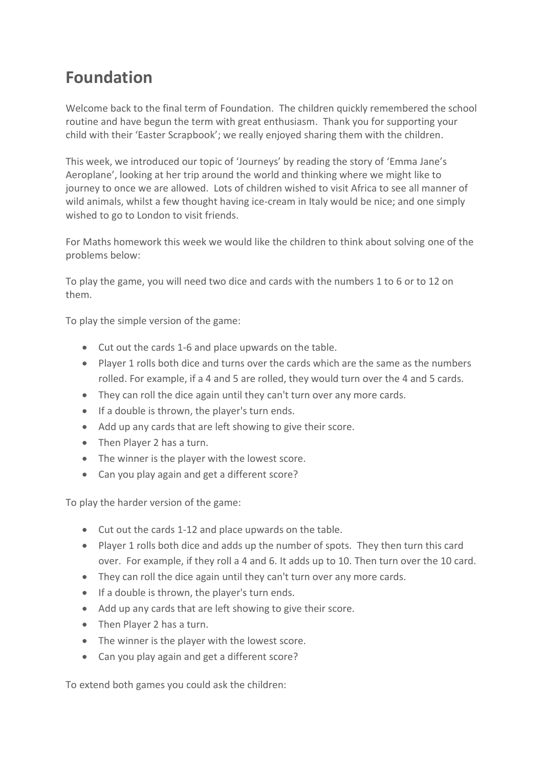# Foundation

Welcome back to the final term of Foundation. The children quickly remembered the school routine and have begun the term with great enthusiasm. Thank you for supporting your child with their 'Easter Scrapbook'; we really enjoyed sharing them with the children.

This week, we introduced our topic of 'Journeys' by reading the story of 'Emma Jane's Aeroplane', looking at her trip around the world and thinking where we might like to journey to once we are allowed. Lots of children wished to visit Africa to see all manner of wild animals, whilst a few thought having ice-cream in Italy would be nice; and one simply wished to go to London to visit friends.

For Maths homework this week we would like the children to think about solving one of the problems below:

To play the game, you will need two dice and cards with the numbers 1 to 6 or to 12 on them.

To play the simple version of the game:

- Cut out the cards 1-6 and place upwards on the table.
- Player 1 rolls both dice and turns over the cards which are the same as the numbers rolled. For example, if a 4 and 5 are rolled, they would turn over the 4 and 5 cards.
- They can roll the dice again until they can't turn over any more cards.
- If a double is thrown, the player's turn ends.
- Add up any cards that are left showing to give their score.
- Then Player 2 has a turn.
- The winner is the player with the lowest score.
- Can you play again and get a different score?

To play the harder version of the game:

- Cut out the cards 1-12 and place upwards on the table.
- Player 1 rolls both dice and adds up the number of spots. They then turn this card over. For example, if they roll a 4 and 6. It adds up to 10. Then turn over the 10 card.
- They can roll the dice again until they can't turn over any more cards.
- If a double is thrown, the player's turn ends.
- Add up any cards that are left showing to give their score.
- Then Player 2 has a turn.
- The winner is the player with the lowest score.
- Can you play again and get a different score?

To extend both games you could ask the children: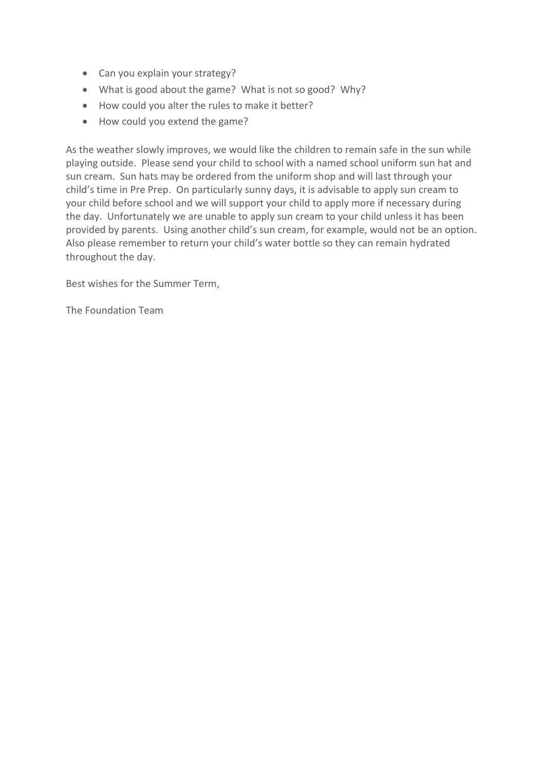- Can you explain your strategy?
- What is good about the game? What is not so good? Why?
- How could you alter the rules to make it better?
- How could you extend the game?

As the weather slowly improves, we would like the children to remain safe in the sun while playing outside. Please send your child to school with a named school uniform sun hat and sun cream. Sun hats may be ordered from the uniform shop and will last through your child's time in Pre Prep. On particularly sunny days, it is advisable to apply sun cream to your child before school and we will support your child to apply more if necessary during the day. Unfortunately we are unable to apply sun cream to your child unless it has been provided by parents. Using another child's sun cream, for example, would not be an option. Also please remember to return your child's water bottle so they can remain hydrated throughout the day.

Best wishes for the Summer Term,

The Foundation Team